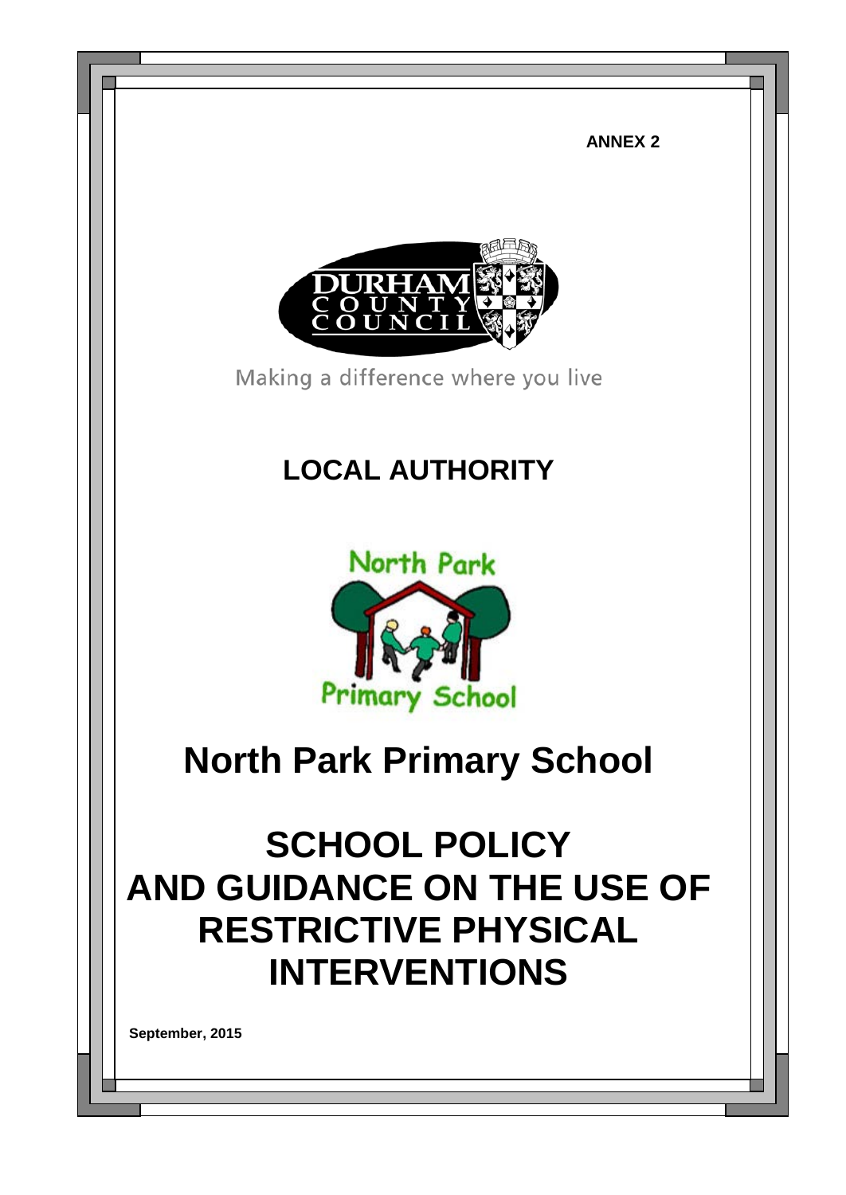**ANNEX 2**

Making a difference where you live

## LOCAL AUTHORITY

# North Park Primary School

# SCHOOL POLICY AND GUIDANCE ON THE USE OF RESTRICTIVE PHYSICAL INTERVENTIONS

**September, 2015**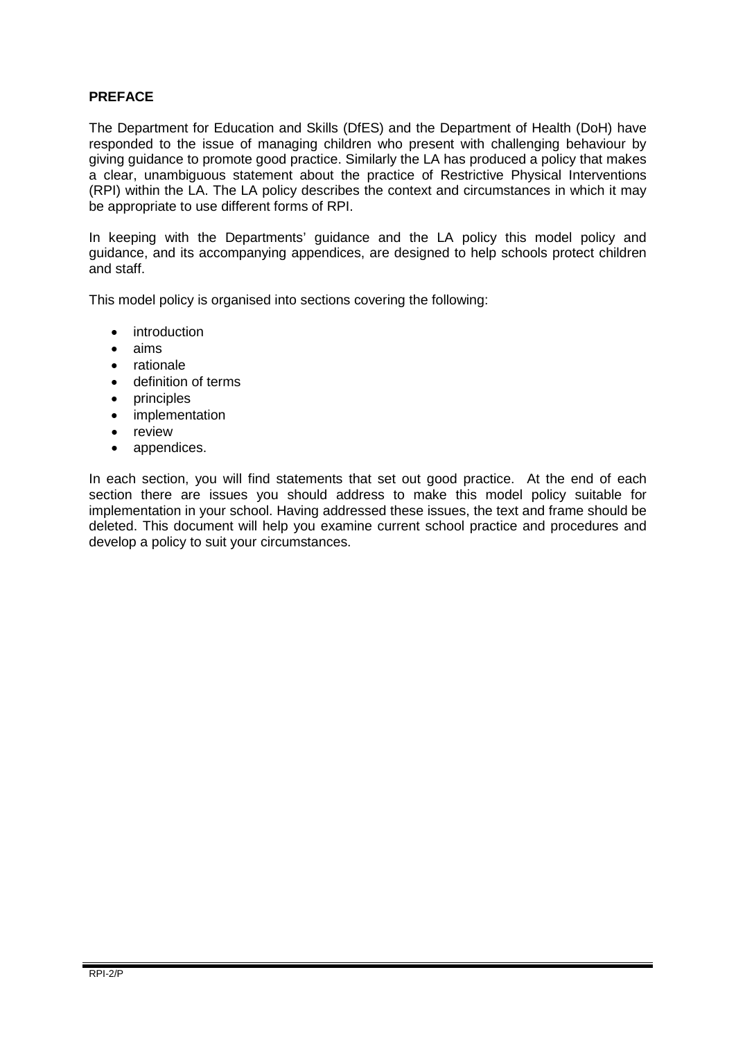**PREFACE**

The Department for Education and Skills (DfES) and the Department of Health (DoH) have responded to the issue of managing children who present with challenging behaviour by giving guidance to promote good practice. Similarly the LA has produced a policy that makes a clear, unambiguous statement about the practice of Restrictive Physical Interventions (RPI) within the LA. The LA policy describes the context and circumstances in which it may be appropriate to use different forms of RPI.

In keeping with the Departments' guidance and the LA policy this model policy and guidance, and its accompanying appendices, are designed to help schools protect children and staff.

This model policy is organised into sections covering the following:

- introduction
- aims
- rationale
- definition of terms
- principles
- implementation
- review
- appendices.

In each section, you will find statements that set out good practice. At the end of each section there are issues you should address to make this model policy suitable for implementation in your school. Having addressed these issues, the text and frame should be deleted. This document will help you examine current school practice and procedures and develop a policy to suit your circumstances.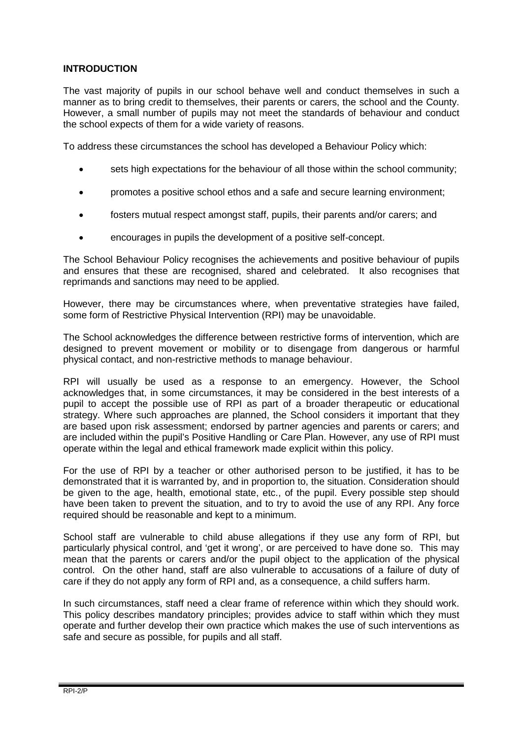## INTRODUCTION

The vast majority of pupils in our school behave well and conduct themselves in such a manner as to bring credit to themselves, their parents or carers, the school and the County. However, a small number of pupils may not meet the standards of behaviour and conduct the school expects of them for a wide variety of reasons.

To address these circumstances the school has developed a Behaviour Policy which:

- sets high expectations for the behaviour of all those within the school community;
- promotes a positive school ethos and a safe and secure learning environment;
- fosters mutual respect amongst staff, pupils, their parents and/or carers; and
- encourages in pupils the development of a positive self-concept.

The School Behaviour Policy recognises the achievements and positive behaviour of pupils and ensures that these are recognised, shared and celebrated. It also recognises that reprimands and sanctions may need to be applied.

However, there may be circumstances where, when preventative strategies have failed, some form of Restrictive Physical Intervention (RPI) may be unavoidable.

The School acknowledges the difference between restrictive forms of intervention, which are designed to prevent movement or mobility or to disengage from dangerous or harmful physical contact, and non-restrictive methods to manage behaviour.

RPI will usually be used as a response to an emergency. However, the School acknowledges that, in some circumstances, it may be considered in the best interests of a pupil to accept the possible use of RPI as part of a broader therapeutic or educational strategy. Where such approaches are planned, the School considers it important that they are based upon risk assessment; endorsed by partner agencies and parents or carers; and are included within the pupil's Positive Handling or Care Plan. However, any use of RPI must operate within the legal and ethical framework made explicit within this policy.

For the use of RPI by a teacher or other authorised person to be justified, it has to be demonstrated that it is warranted by, and in proportion to, the situation. Consideration should be given to the age, health, emotional state, etc., of the pupil. Every possible step should have been taken to prevent the situation, and to try to avoid the use of any RPI. Any force required should be reasonable and kept to a minimum.

School staff are vulnerable to child abuse allegations if they use any form of RPI, but particularly physical control, and 'get it wrong', or are perceived to have done so. This may mean that the parents or carers and/or the pupil object to the application of the physical control. On the other hand, staff are also vulnerable to accusations of a failure of duty of care if they do not apply any form of RPI and, as a consequence, a child suffers harm.

In such circumstances, staff need a clear frame of reference within which they should work. This policy describes mandatory principles; provides advice to staff within which they must operate and further develop their own practice which makes the use of such interventions as safe and secure as possible, for pupils and all staff.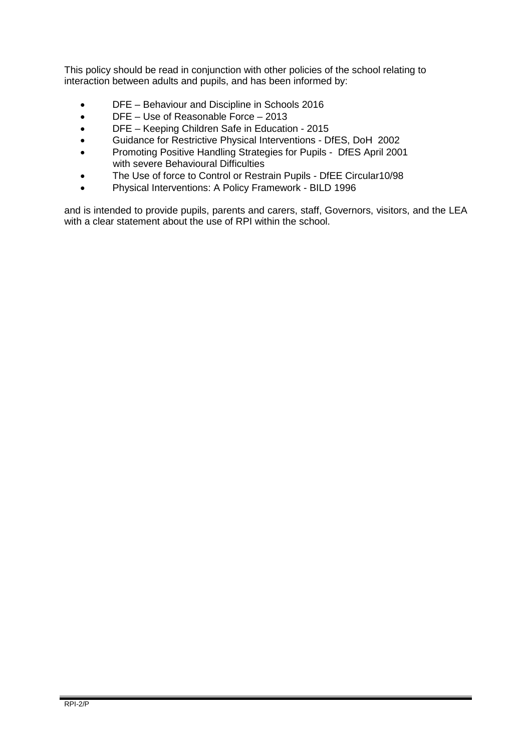This policy should be read in conjunction with other policies of the school relating to interaction between adults and pupils, and has been informed by:

- DFE – Behaviour and Discipline in Schools 2016
- DFE – Use of Reasonable Force – 2013
- DFE – Keeping Children Safe in Education - 2015
- Guidance for Restrictive Physical Interventions - DfES, DoH 2002
- Promoting Positive Handling Strategies for Pupils - DfES April 2001 with severe Behavioural Difficulties
- The Use of force to Control or Restrain Pupils - DfEE Circular10/98
- Physical Interventions: A Policy Framework - BILD 1996

and is intended to provide pupils, parents and carers, staff, Governors, visitors, and the LEA with a clear statement about the use of RPI within the school.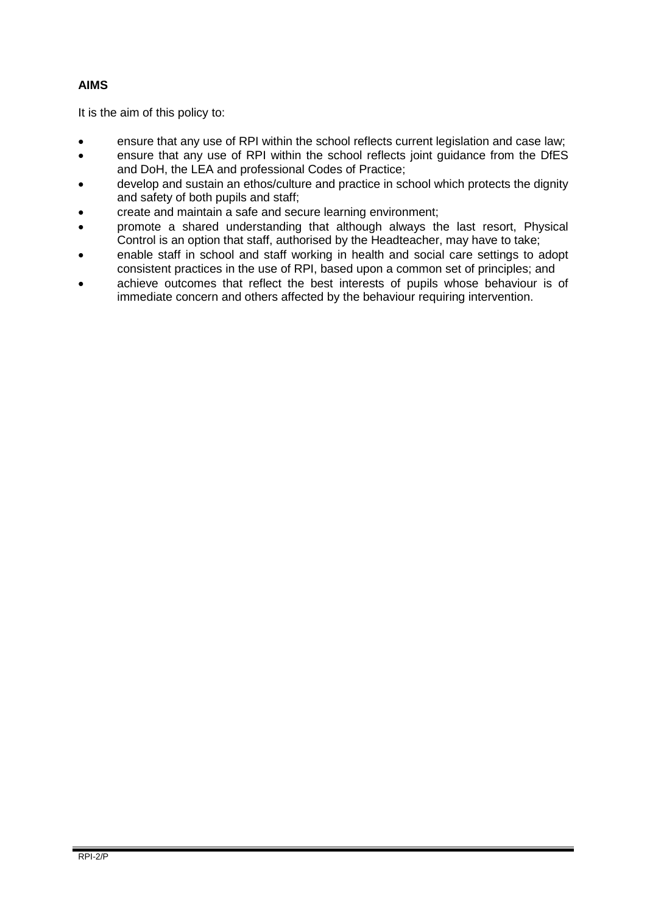**AIMS**

It is the aim of this policy to:

- ensure that any use of RPI within the school reflects current legislation and case law;
- ensure that any use of RPI within the school reflects joint guidance from the DfES and DoH, the LEA and professional Codes of Practice;
- develop and sustain an ethos/culture and practice in school which protects the dignity and safety of both pupils and staff;
- create and maintain a safe and secure learning environment;
- promote a shared understanding that although always the last resort, Physical Control is an option that staff, authorised by the Headteacher, may have to take;
- enable staff in school and staff working in health and social care settings to adopt consistent practices in the use of RPI, based upon a common set of principles; and
- achieve outcomes that reflect the best interests of pupils whose behaviour is of immediate concern and others affected by the behaviour requiring intervention.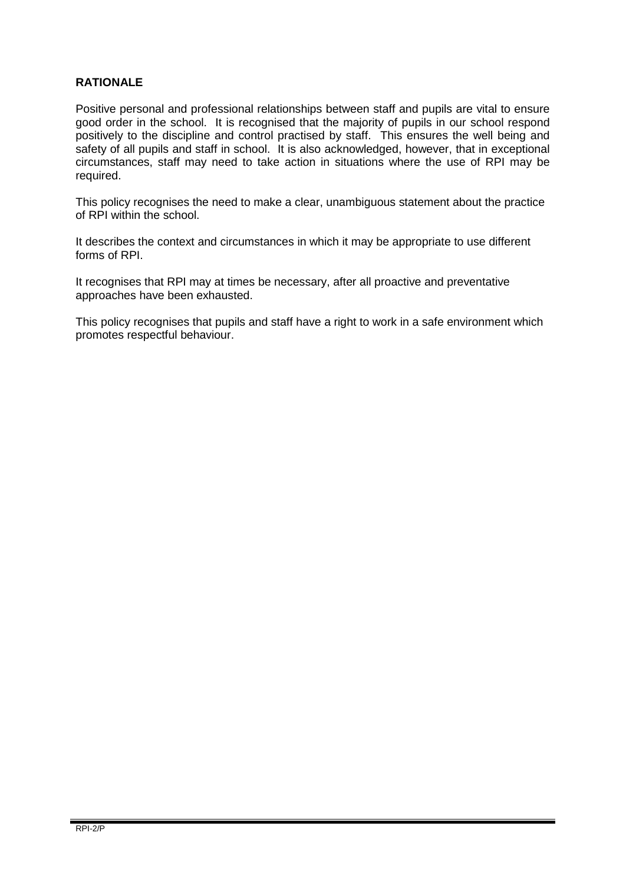## RATIONALE

Positive personal and professional relationships between staff and pupils are vital to ensure good order in the school. It is recognised that the majority of pupils in our school respond positively to the discipline and control practised by staff. This ensures the well being and safety of all pupils and staff in school. It is also acknowledged, however, that in exceptional circumstances, staff may need to take action in situations where the use of RPI may be required.

This policy recognises the need to make a clear, unambiguous statement about the practice of RPI within the school.

It describes the context and circumstances in which it may be appropriate to use different forms of RPI.

It recognises that RPI may at times be necessary, after all proactive and preventative approaches have been exhausted.

This policy recognises that pupils and staff have a right to work in a safe environment which promotes respectful behaviour.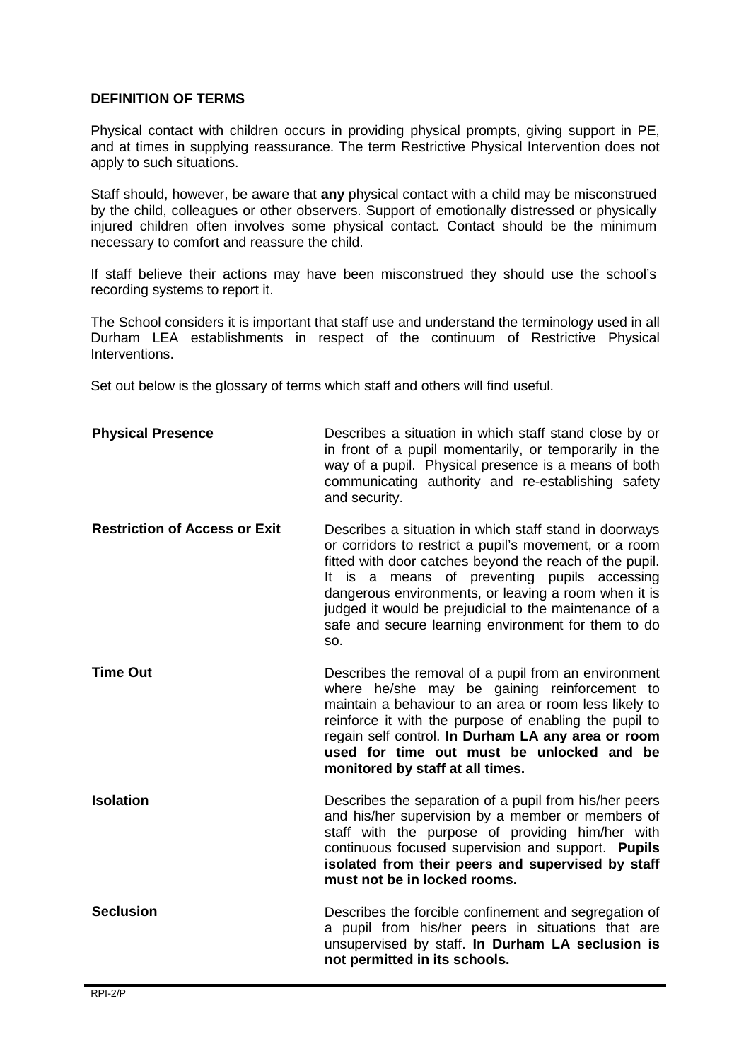**DEFINITION OF TERMS**

Physical contact with children occurs in providing physical prompts, giving support in PE, and at times in supplying reassurance. The term Restrictive Physical Intervention does not apply to such situations.

Staff should, however, be aware that **any** physical contact with a child may be misconstrued by the child, colleagues or other observers. Support of emotionally distressed or physically injured children often involves some physical contact. Contact should be the minimum necessary to comfort and reassure the child.

If staff believe their actions may have been misconstrued they should use the school's recording systems to report it.

The School considers it is important that staff use and understand the terminology used in all Durham LEA establishments in respect of the continuum of Restrictive Physical Interventions.

Set out below is the glossary of terms which staff and others will find useful.

| | |
|---|---|
| **Physical Presence** | Describes a situation in which staff stand close by or in front of a pupil momentarily, or temporarily in the way of a pupil. Physical presence is a means of both communicating authority and re-establishing safety and security. |
| **Restriction of Access or Exit** | Describes a situation in which staff stand in doorways or corridors to restrict a pupil's movement, or a room fitted with door catches beyond the reach of the pupil. It is a means of preventing pupils accessing dangerous environments, or leaving a room when it is judged it would be prejudicial to the maintenance of a safe and secure learning environment for them to do so. |
| **Time Out** | Describes the removal of a pupil from an environment where he/she may be gaining reinforcement to maintain a behaviour to an area or room less likely to reinforce it with the purpose of enabling the pupil to regain self control. **In Durham LA any area or room used for time out must be unlocked and be monitored by staff at all times.** |
| **Isolation** | Describes the separation of a pupil from his/her peers and his/her supervision by a member or members of staff with the purpose of providing him/her with continuous focused supervision and support. **Pupils isolated from their peers and supervised by staff must not be in locked rooms.** |
| **Seclusion** | Describes the forcible confinement and segregation of a pupil from his/her peers in situations that are unsupervised by staff. **In Durham LA seclusion is not permitted in its schools.** |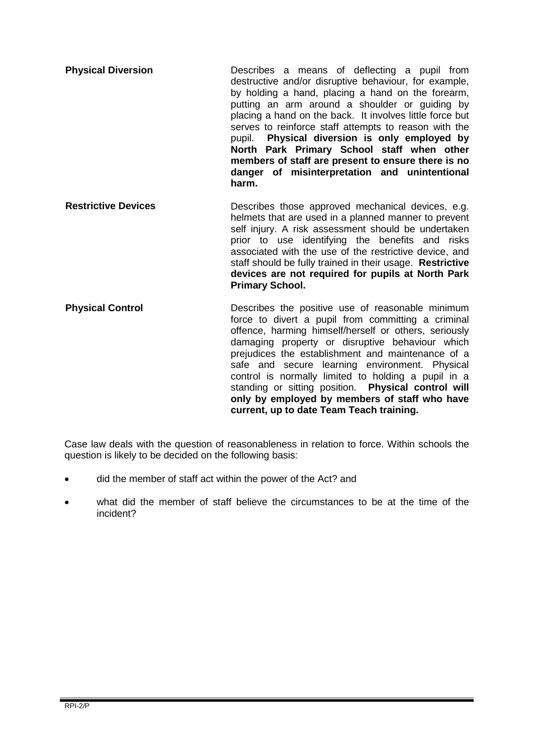**Physical Diversion**

Describes a means of deflecting a pupil from destructive and/or disruptive behaviour, for example, by holding a hand, placing a hand on the forearm, putting an arm around a shoulder or guiding by placing a hand on the back. It involves little force but serves to reinforce staff attempts to reason with the pupil. **Physical diversion is only employed by North Park Primary School staff when other members of staff are present to ensure there is no danger of misinterpretation and unintentional harm.**

**Restrictive Devices**

Describes those approved mechanical devices, e.g. helmets that are used in a planned manner to prevent self injury. A risk assessment should be undertaken prior to use identifying the benefits and risks associated with the use of the restrictive device, and staff should be fully trained in their usage. **Restrictive devices are not required for pupils at North Park Primary School.**

**Physical Control**

Describes the positive use of reasonable minimum force to divert a pupil from committing a criminal offence, harming himself/herself or others, seriously damaging property or disruptive behaviour which prejudices the establishment and maintenance of a safe and secure learning environment. Physical control is normally limited to holding a pupil in a standing or sitting position. **Physical control will only by employed by members of staff who have current, up to date Team Teach training.**

Case law deals with the question of reasonableness in relation to force. Within schools the question is likely to be decided on the following basis:

- did the member of staff act within the power of the Act? and
- what did the member of staff believe the circumstances to be at the time of the incident?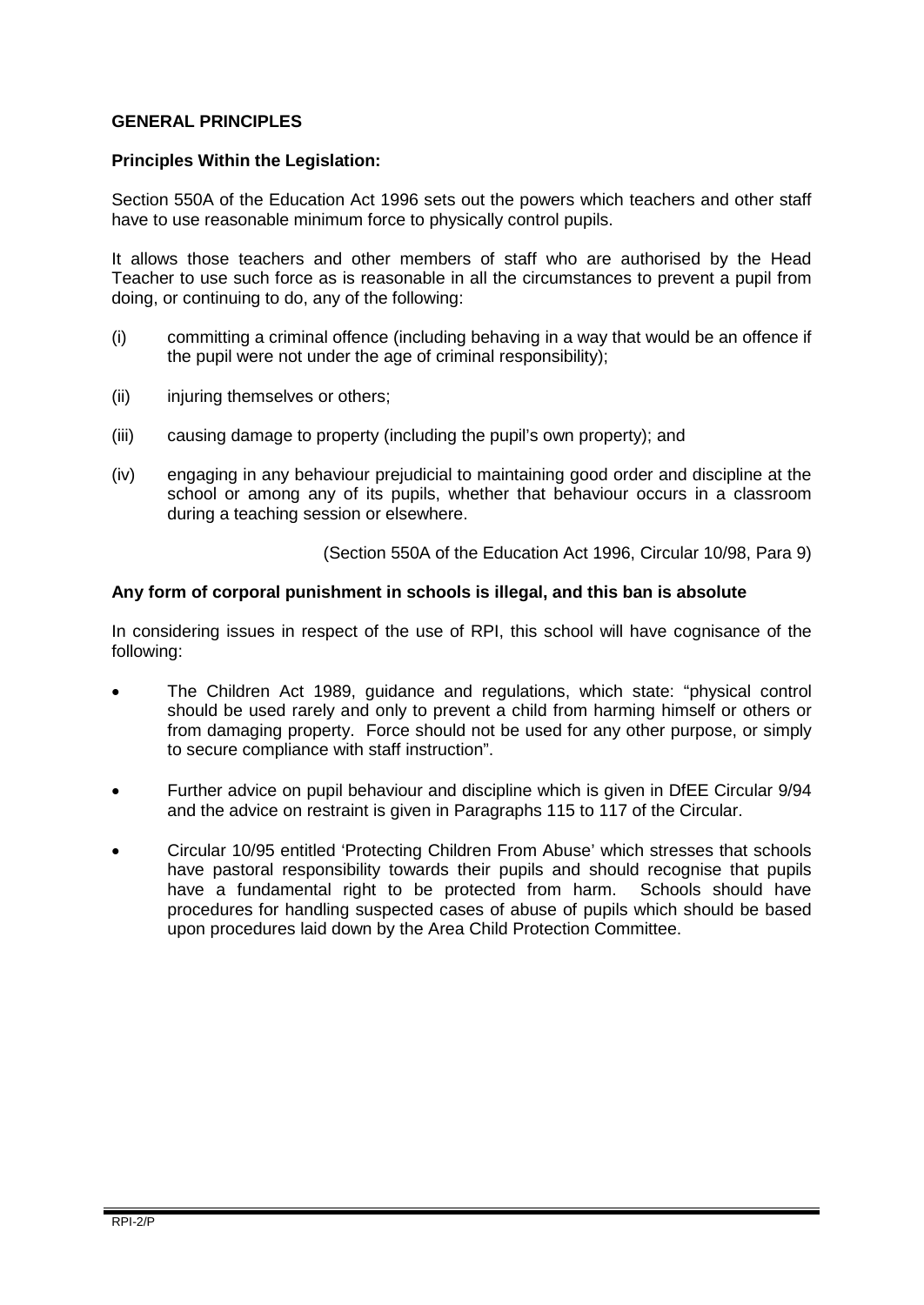## GENERAL PRINCIPLES

**Principles Within the Legislation:**

Section 550A of the Education Act 1996 sets out the powers which teachers and other staff have to use reasonable minimum force to physically control pupils.

It allows those teachers and other members of staff who are authorised by the Head Teacher to use such force as is reasonable in all the circumstances to prevent a pupil from doing, or continuing to do, any of the following:

(i) committing a criminal offence (including behaving in a way that would be an offence if the pupil were not under the age of criminal responsibility);

(ii) injuring themselves or others;

(iii) causing damage to property (including the pupil's own property); and

(iv) engaging in any behaviour prejudicial to maintaining good order and discipline at the school or among any of its pupils, whether that behaviour occurs in a classroom during a teaching session or elsewhere.

(Section 550A of the Education Act 1996, Circular 10/98, Para 9)

**Any form of corporal punishment in schools is illegal, and this ban is absolute**

In considering issues in respect of the use of RPI, this school will have cognisance of the following:

- The Children Act 1989, guidance and regulations, which state: "physical control should be used rarely and only to prevent a child from harming himself or others or from damaging property. Force should not be used for any other purpose, or simply to secure compliance with staff instruction".
- Further advice on pupil behaviour and discipline which is given in DfEE Circular 9/94 and the advice on restraint is given in Paragraphs 115 to 117 of the Circular.
- Circular 10/95 entitled 'Protecting Children From Abuse' which stresses that schools have pastoral responsibility towards their pupils and should recognise that pupils have a fundamental right to be protected from harm. Schools should have procedures for handling suspected cases of abuse of pupils which should be based upon procedures laid down by the Area Child Protection Committee.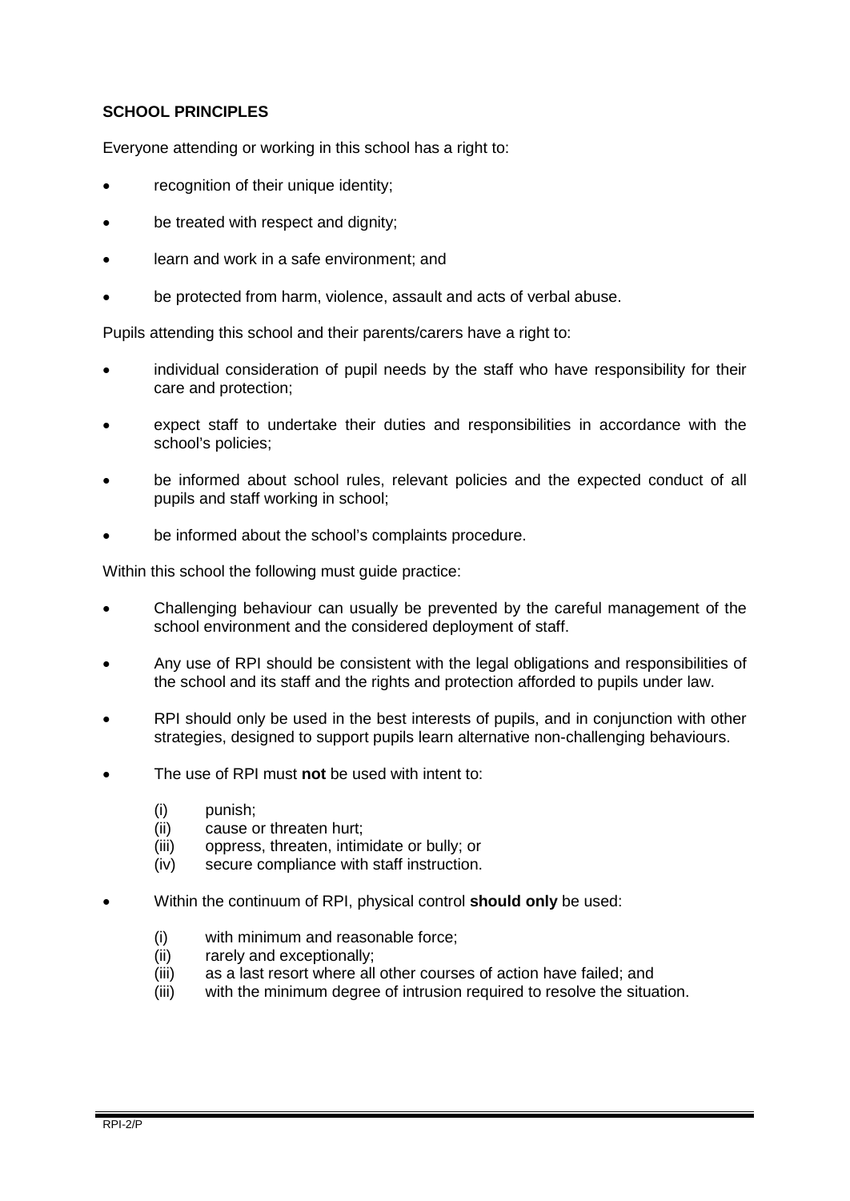**SCHOOL PRINCIPLES**

Everyone attending or working in this school has a right to:

- recognition of their unique identity;
- be treated with respect and dignity;
- learn and work in a safe environment; and
- be protected from harm, violence, assault and acts of verbal abuse.

Pupils attending this school and their parents/carers have a right to:

- individual consideration of pupil needs by the staff who have responsibility for their care and protection;
- expect staff to undertake their duties and responsibilities in accordance with the school's policies;
- be informed about school rules, relevant policies and the expected conduct of all pupils and staff working in school;
- be informed about the school's complaints procedure.

Within this school the following must guide practice:

- Challenging behaviour can usually be prevented by the careful management of the school environment and the considered deployment of staff.
- Any use of RPI should be consistent with the legal obligations and responsibilities of the school and its staff and the rights and protection afforded to pupils under law.
- RPI should only be used in the best interests of pupils, and in conjunction with other strategies, designed to support pupils learn alternative non-challenging behaviours.
- The use of RPI must **not** be used with intent to:

  (i) punish;
  (ii) cause or threaten hurt;
  (iii) oppress, threaten, intimidate or bully; or
  (iv) secure compliance with staff instruction.

- Within the continuum of RPI, physical control **should only** be used:

  (i) with minimum and reasonable force;
  (ii) rarely and exceptionally;
  (iii) as a last resort where all other courses of action have failed; and
  (iii) with the minimum degree of intrusion required to resolve the situation.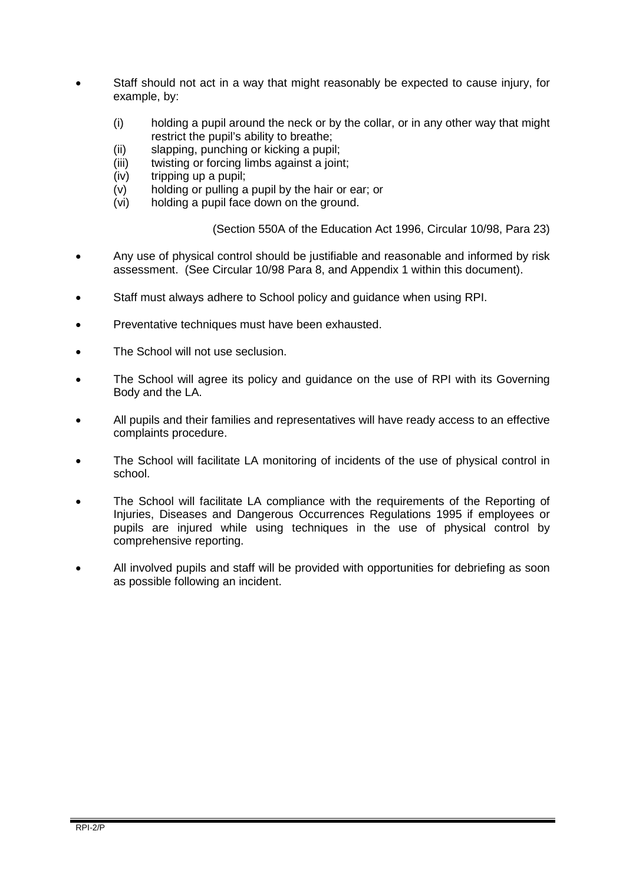- Staff should not act in a way that might reasonably be expected to cause injury, for example, by:

  (i) holding a pupil around the neck or by the collar, or in any other way that might restrict the pupil's ability to breathe;
  (ii) slapping, punching or kicking a pupil;
  (iii) twisting or forcing limbs against a joint;
  (iv) tripping up a pupil;
  (v) holding or pulling a pupil by the hair or ear; or
  (vi) holding a pupil face down on the ground.

  (Section 550A of the Education Act 1996, Circular 10/98, Para 23)

- Any use of physical control should be justifiable and reasonable and informed by risk assessment. (See Circular 10/98 Para 8, and Appendix 1 within this document).

- Staff must always adhere to School policy and guidance when using RPI.

- Preventative techniques must have been exhausted.

- The School will not use seclusion.

- The School will agree its policy and guidance on the use of RPI with its Governing Body and the LA.

- All pupils and their families and representatives will have ready access to an effective complaints procedure.

- The School will facilitate LA monitoring of incidents of the use of physical control in school.

- The School will facilitate LA compliance with the requirements of the Reporting of Injuries, Diseases and Dangerous Occurrences Regulations 1995 if employees or pupils are injured while using techniques in the use of physical control by comprehensive reporting.

- All involved pupils and staff will be provided with opportunities for debriefing as soon as possible following an incident.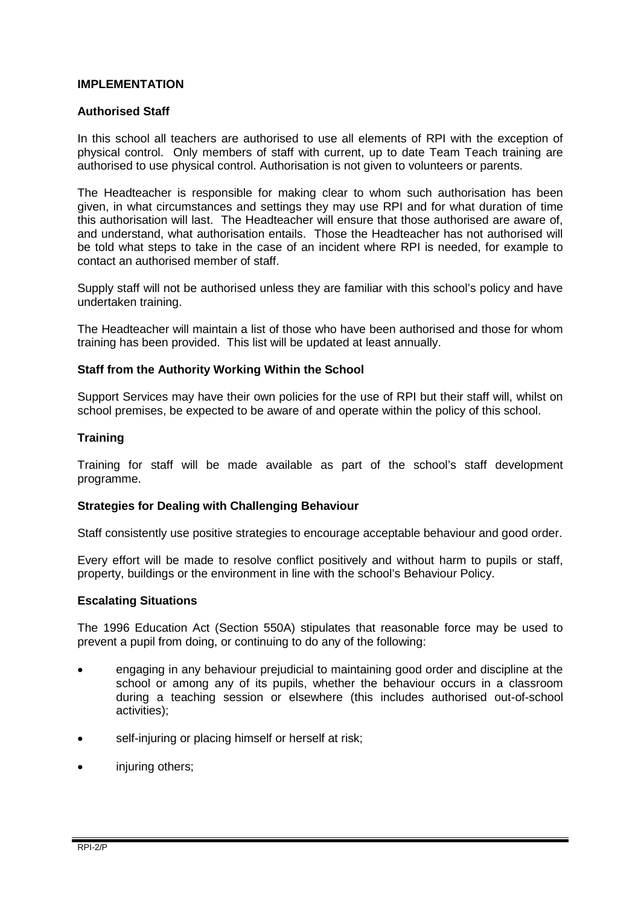## IMPLEMENTATION

### Authorised Staff

In this school all teachers are authorised to use all elements of RPI with the exception of physical control. Only members of staff with current, up to date Team Teach training are authorised to use physical control. Authorisation is not given to volunteers or parents.

The Headteacher is responsible for making clear to whom such authorisation has been given, in what circumstances and settings they may use RPI and for what duration of time this authorisation will last. The Headteacher will ensure that those authorised are aware of, and understand, what authorisation entails. Those the Headteacher has not authorised will be told what steps to take in the case of an incident where RPI is needed, for example to contact an authorised member of staff.

Supply staff will not be authorised unless they are familiar with this school's policy and have undertaken training.

The Headteacher will maintain a list of those who have been authorised and those for whom training has been provided. This list will be updated at least annually.

### Staff from the Authority Working Within the School

Support Services may have their own policies for the use of RPI but their staff will, whilst on school premises, be expected to be aware of and operate within the policy of this school.

### Training

Training for staff will be made available as part of the school's staff development programme.

### Strategies for Dealing with Challenging Behaviour

Staff consistently use positive strategies to encourage acceptable behaviour and good order.

Every effort will be made to resolve conflict positively and without harm to pupils or staff, property, buildings or the environment in line with the school's Behaviour Policy.

### Escalating Situations

The 1996 Education Act (Section 550A) stipulates that reasonable force may be used to prevent a pupil from doing, or continuing to do any of the following:

- engaging in any behaviour prejudicial to maintaining good order and discipline at the school or among any of its pupils, whether the behaviour occurs in a classroom during a teaching session or elsewhere (this includes authorised out-of-school activities);
- self-injuring or placing himself or herself at risk;
- injuring others;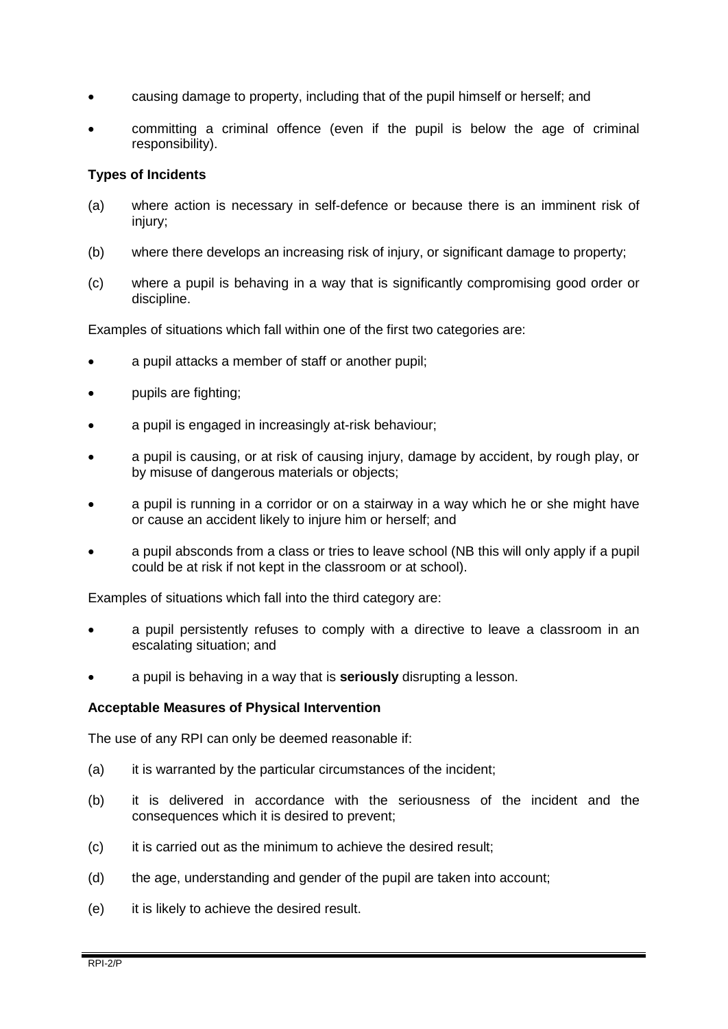- causing damage to property, including that of the pupil himself or herself; and
- committing a criminal offence (even if the pupil is below the age of criminal responsibility).

**Types of Incidents**

(a) where action is necessary in self-defence or because there is an imminent risk of injury;

(b) where there develops an increasing risk of injury, or significant damage to property;

(c) where a pupil is behaving in a way that is significantly compromising good order or discipline.

Examples of situations which fall within one of the first two categories are:

- a pupil attacks a member of staff or another pupil;
- pupils are fighting;
- a pupil is engaged in increasingly at-risk behaviour;
- a pupil is causing, or at risk of causing injury, damage by accident, by rough play, or by misuse of dangerous materials or objects;
- a pupil is running in a corridor or on a stairway in a way which he or she might have or cause an accident likely to injure him or herself; and
- a pupil absconds from a class or tries to leave school (NB this will only apply if a pupil could be at risk if not kept in the classroom or at school).

Examples of situations which fall into the third category are:

- a pupil persistently refuses to comply with a directive to leave a classroom in an escalating situation; and
- a pupil is behaving in a way that is **seriously** disrupting a lesson.

**Acceptable Measures of Physical Intervention**

The use of any RPI can only be deemed reasonable if:

(a) it is warranted by the particular circumstances of the incident;

(b) it is delivered in accordance with the seriousness of the incident and the consequences which it is desired to prevent;

(c) it is carried out as the minimum to achieve the desired result;

(d) the age, understanding and gender of the pupil are taken into account;

(e) it is likely to achieve the desired result.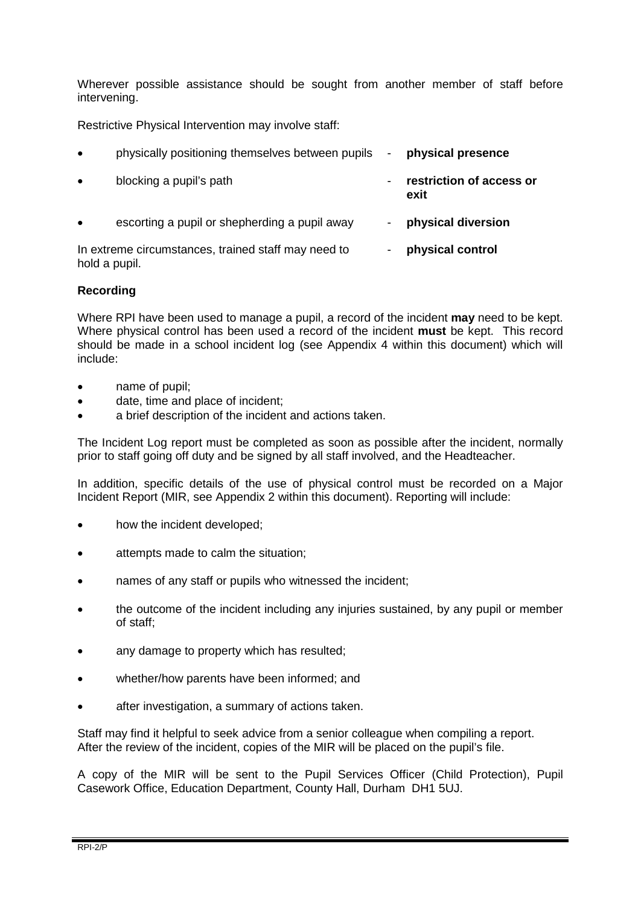Wherever possible assistance should be sought from another member of staff before intervening.

Restrictive Physical Intervention may involve staff:

- physically positioning themselves between pupils - **physical presence**
- blocking a pupil's path - **restriction of access or exit**
- escorting a pupil or shepherding a pupil away - **physical diversion**

In extreme circumstances, trained staff may need to hold a pupil. - **physical control**

**Recording**

Where RPI have been used to manage a pupil, a record of the incident **may** need to be kept. Where physical control has been used a record of the incident **must** be kept. This record should be made in a school incident log (see Appendix 4 within this document) which will include:

- name of pupil;
- date, time and place of incident;
- a brief description of the incident and actions taken.

The Incident Log report must be completed as soon as possible after the incident, normally prior to staff going off duty and be signed by all staff involved, and the Headteacher.

In addition, specific details of the use of physical control must be recorded on a Major Incident Report (MIR, see Appendix 2 within this document). Reporting will include:

- how the incident developed;
- attempts made to calm the situation;
- names of any staff or pupils who witnessed the incident;
- the outcome of the incident including any injuries sustained, by any pupil or member of staff;
- any damage to property which has resulted;
- whether/how parents have been informed; and
- after investigation, a summary of actions taken.

Staff may find it helpful to seek advice from a senior colleague when compiling a report. After the review of the incident, copies of the MIR will be placed on the pupil's file.

A copy of the MIR will be sent to the Pupil Services Officer (Child Protection), Pupil Casework Office, Education Department, County Hall, Durham DH1 5UJ.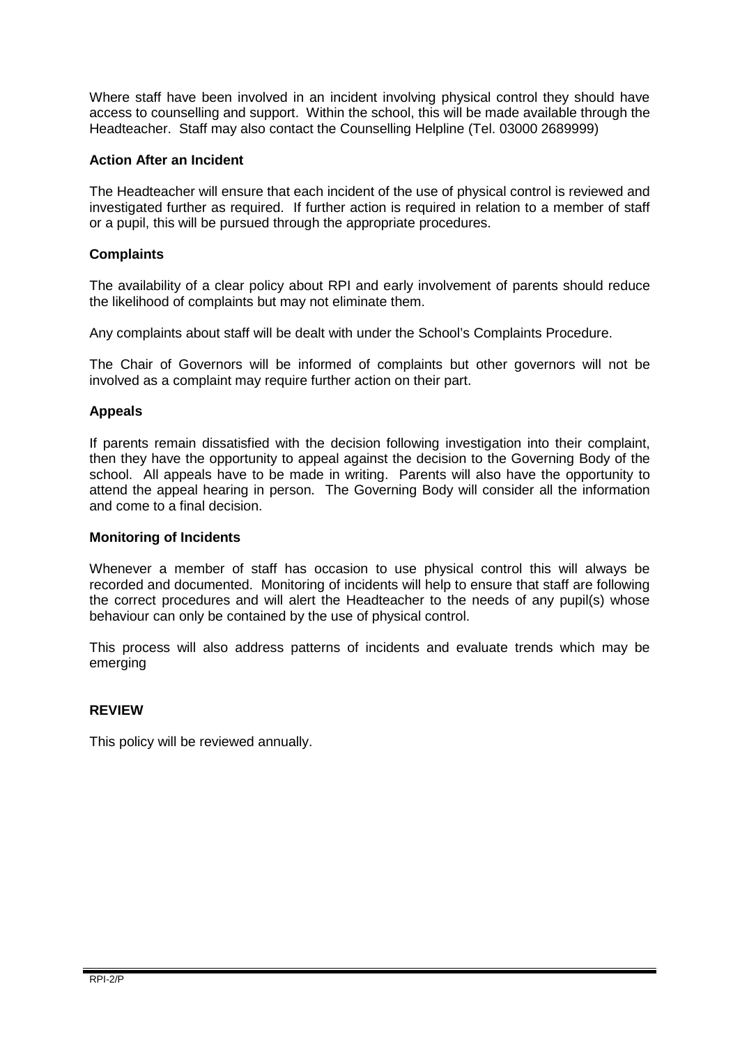Where staff have been involved in an incident involving physical control they should have access to counselling and support. Within the school, this will be made available through the Headteacher. Staff may also contact the Counselling Helpline (Tel. 03000 2689999)

**Action After an Incident**

The Headteacher will ensure that each incident of the use of physical control is reviewed and investigated further as required. If further action is required in relation to a member of staff or a pupil, this will be pursued through the appropriate procedures.

**Complaints**

The availability of a clear policy about RPI and early involvement of parents should reduce the likelihood of complaints but may not eliminate them.

Any complaints about staff will be dealt with under the School's Complaints Procedure.

The Chair of Governors will be informed of complaints but other governors will not be involved as a complaint may require further action on their part.

**Appeals**

If parents remain dissatisfied with the decision following investigation into their complaint, then they have the opportunity to appeal against the decision to the Governing Body of the school. All appeals have to be made in writing. Parents will also have the opportunity to attend the appeal hearing in person. The Governing Body will consider all the information and come to a final decision.

**Monitoring of Incidents**

Whenever a member of staff has occasion to use physical control this will always be recorded and documented. Monitoring of incidents will help to ensure that staff are following the correct procedures and will alert the Headteacher to the needs of any pupil(s) whose behaviour can only be contained by the use of physical control.

This process will also address patterns of incidents and evaluate trends which may be emerging

**REVIEW**

This policy will be reviewed annually.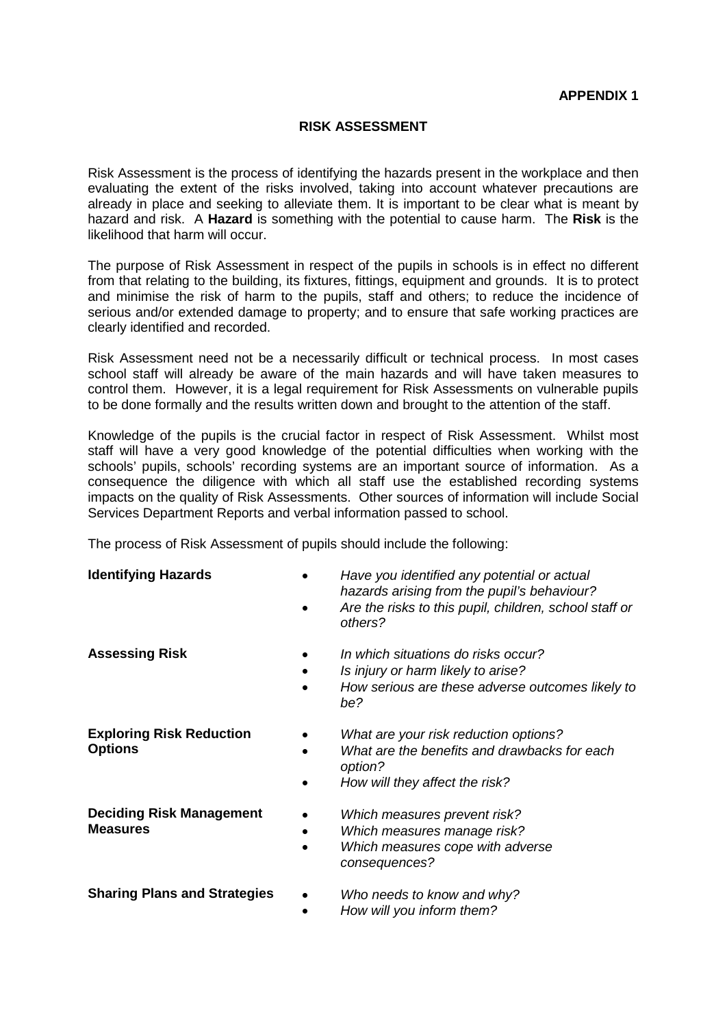**APPENDIX 1**

## RISK ASSESSMENT

Risk Assessment is the process of identifying the hazards present in the workplace and then evaluating the extent of the risks involved, taking into account whatever precautions are already in place and seeking to alleviate them. It is important to be clear what is meant by hazard and risk. A **Hazard** is something with the potential to cause harm. The **Risk** is the likelihood that harm will occur.

The purpose of Risk Assessment in respect of the pupils in schools is in effect no different from that relating to the building, its fixtures, fittings, equipment and grounds. It is to protect and minimise the risk of harm to the pupils, staff and others; to reduce the incidence of serious and/or extended damage to property; and to ensure that safe working practices are clearly identified and recorded.

Risk Assessment need not be a necessarily difficult or technical process. In most cases school staff will already be aware of the main hazards and will have taken measures to control them. However, it is a legal requirement for Risk Assessments on vulnerable pupils to be done formally and the results written down and brought to the attention of the staff.

Knowledge of the pupils is the crucial factor in respect of Risk Assessment. Whilst most staff will have a very good knowledge of the potential difficulties when working with the schools' pupils, schools' recording systems are an important source of information. As a consequence the diligence with which all staff use the established recording systems impacts on the quality of Risk Assessments. Other sources of information will include Social Services Department Reports and verbal information passed to school.

The process of Risk Assessment of pupils should include the following:

**Identifying Hazards**

- *Have you identified any potential or actual hazards arising from the pupil's behaviour?*
- *Are the risks to this pupil, children, school staff or others?*

**Assessing Risk**

- *In which situations do risks occur?*
- *Is injury or harm likely to arise?*
- *How serious are these adverse outcomes likely to be?*

**Exploring Risk Reduction Options**

- *What are your risk reduction options?*
- *What are the benefits and drawbacks for each option?*
- *How will they affect the risk?*

**Deciding Risk Management Measures**

- *Which measures prevent risk?*
- *Which measures manage risk?*
- *Which measures cope with adverse consequences?*

**Sharing Plans and Strategies**

- *Who needs to know and why?*
- *How will you inform them?*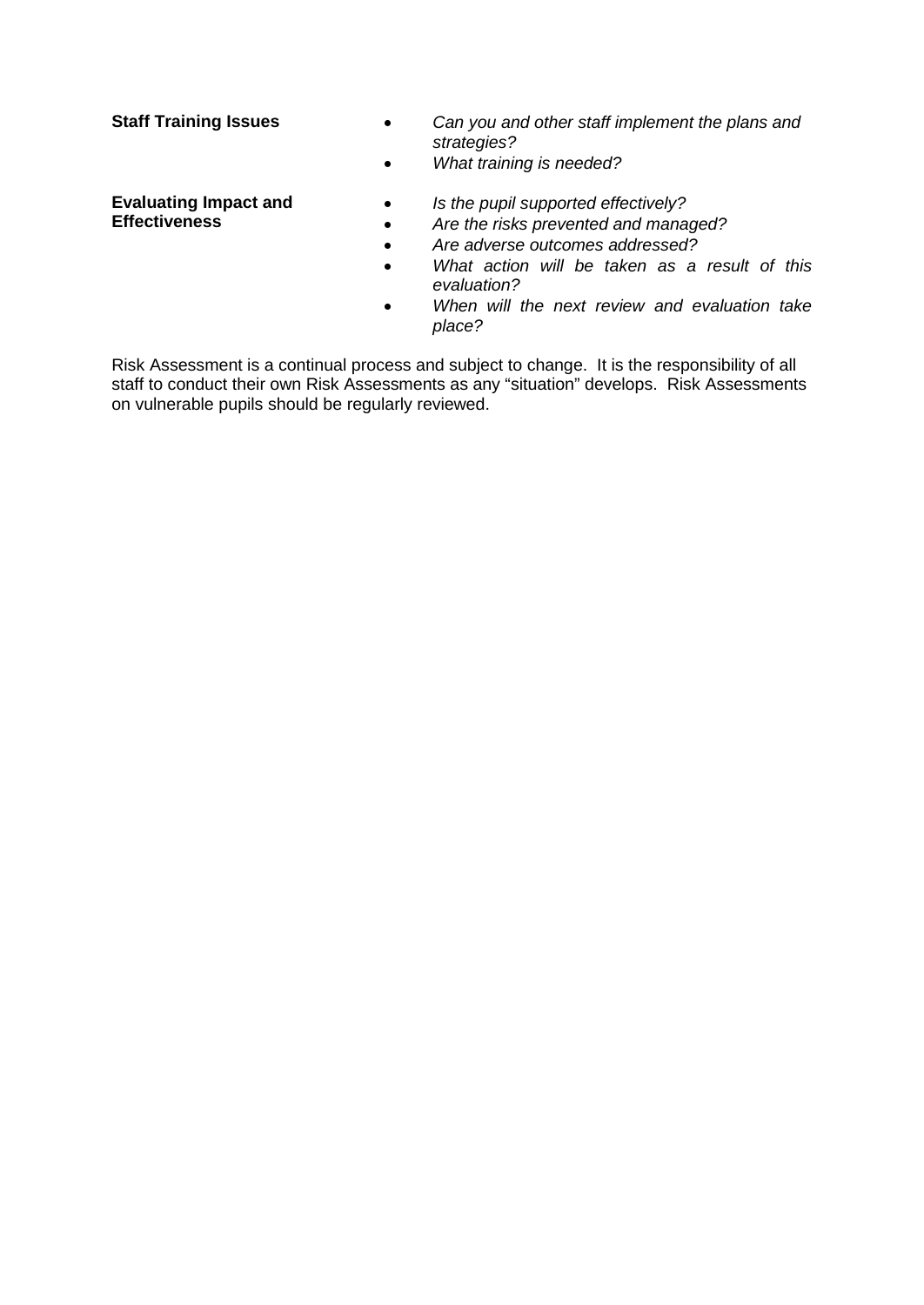| | |
|---|---|
| **Staff Training Issues** | • *Can you and other staff implement the plans and strategies?*<br>• *What training is needed?* |
| **Evaluating Impact and Effectiveness** | • *Is the pupil supported effectively?*<br>• *Are the risks prevented and managed?*<br>• *Are adverse outcomes addressed?*<br>• *What action will be taken as a result of this evaluation?*<br>• *When will the next review and evaluation take place?* |

Risk Assessment is a continual process and subject to change. It is the responsibility of all staff to conduct their own Risk Assessments as any "situation" develops. Risk Assessments on vulnerable pupils should be regularly reviewed.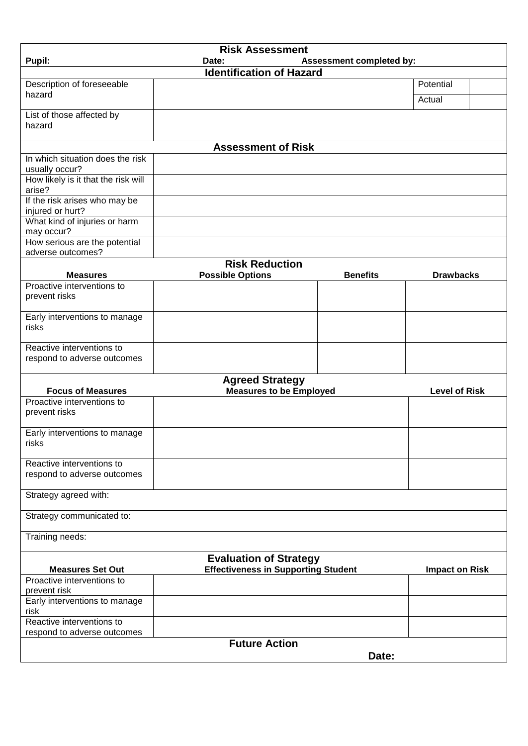## Risk Assessment

| Pupil: | Date: | Assessment completed by: | | |
|---|---|---|---|---|
| **Identification of Hazard** | | | | |
| Description of foreseeable hazard | | | Potential | |
| | | | Actual | |
| List of those affected by hazard | | | | |
| **Assessment of Risk** | | | | |
| In which situation does the risk usually occur? | | | | |
| How likely is it that the risk will arise? | | | | |
| If the risk arises who may be injured or hurt? | | | | |
| What kind of injuries or harm may occur? | | | | |
| How serious are the potential adverse outcomes? | | | | |

### Risk Reduction

| Measures | Possible Options | Benefits | Drawbacks |
|---|---|---|---|
| Proactive interventions to prevent risks | | | |
| Early interventions to manage risks | | | |
| Reactive interventions to respond to adverse outcomes | | | |

### Agreed Strategy

| Focus of Measures | Measures to be Employed | Level of Risk |
|---|---|---|
| Proactive interventions to prevent risks | | |
| Early interventions to manage risks | | |
| Reactive interventions to respond to adverse outcomes | | |
| Strategy agreed with: | | |
| Strategy communicated to: | | |
| Training needs: | | |

### Evaluation of Strategy

| Measures Set Out | Effectiveness in Supporting Student | Impact on Risk |
|---|---|---|
| Proactive interventions to prevent risk | | |
| Early interventions to manage risk | | |
| Reactive interventions to respond to adverse outcomes | | |

### Future Action

**Date:**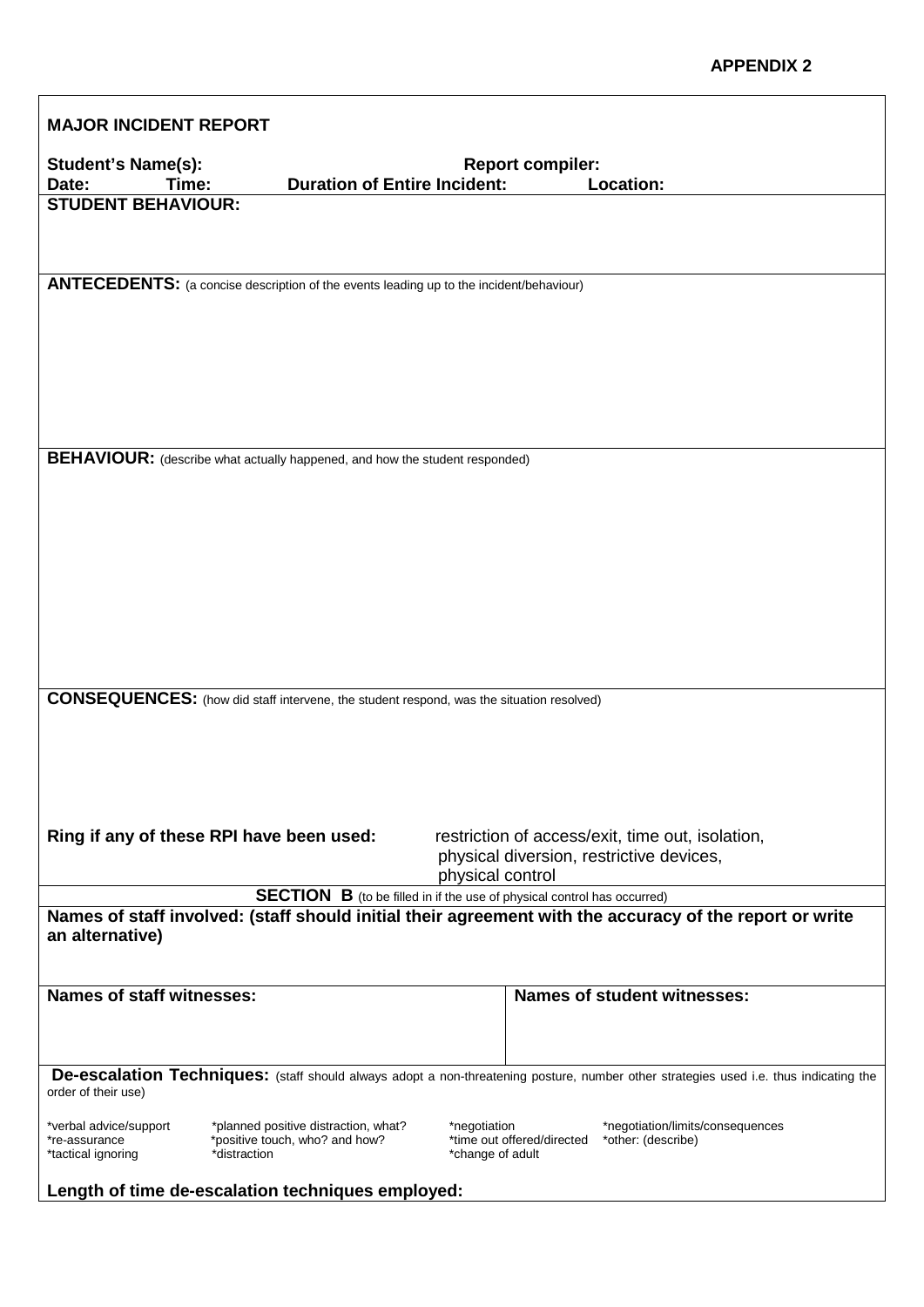**APPENDIX 2**

## MAJOR INCIDENT REPORT

**Student's Name(s):** **Report compiler:**

**Date:** **Time:** **Duration of Entire Incident:** **Location:**

**STUDENT BEHAVIOUR:**

**ANTECEDENTS:** (a concise description of the events leading up to the incident/behaviour)

**BEHAVIOUR:** (describe what actually happened, and how the student responded)

**CONSEQUENCES:** (how did staff intervene, the student respond, was the situation resolved)

**Ring if any of these RPI have been used:** restriction of access/exit, time out, isolation, physical diversion, restrictive devices, physical control

**SECTION B** (to be filled in if the use of physical control has occurred)

**Names of staff involved: (staff should initial their agreement with the accuracy of the report or write an alternative)**

| Names of staff witnesses: | Names of student witnesses: |
|---|---|
| | |

**De-escalation Techniques:** (staff should always adopt a non-threatening posture, number other strategies used i.e. thus indicating the order of their use)

| | | | |
|---|---|---|---|
| *verbal advice/support | *planned positive distraction, what? | *negotiation | *negotiation/limits/consequences |
| *re-assurance | *positive touch, who? and how? | *time out offered/directed | *other: (describe) |
| *tactical ignoring | *distraction | *change of adult | |

**Length of time de-escalation techniques employed:**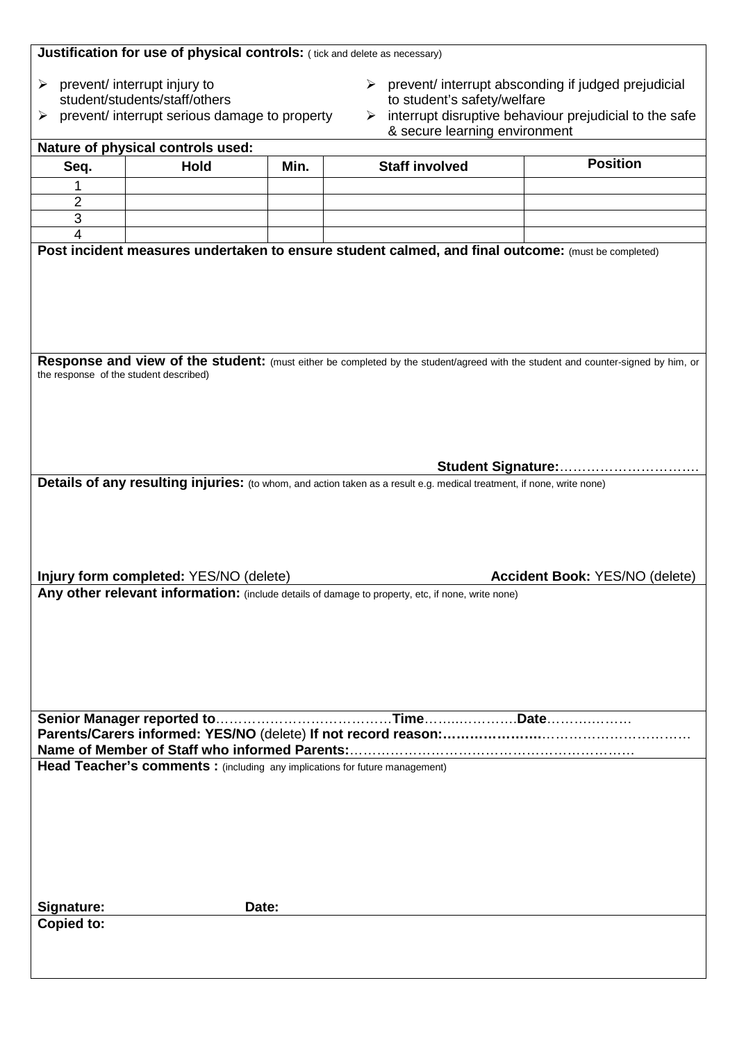**Justification for use of physical controls:** ( tick and delete as necessary)

- prevent/ interrupt injury to student/students/staff/others
- prevent/ interrupt serious damage to property
- prevent/ interrupt absconding if judged prejudicial to student's safety/welfare
- interrupt disruptive behaviour prejudicial to the safe & secure learning environment

**Nature of physical controls used:**

| Seq. | Hold | Min. | Staff involved | Position |
|---|---|---|---|---|
| 1 | | | | |
| 2 | | | | |
| 3 | | | | |
| 4 | | | | |

**Post incident measures undertaken to ensure student calmed, and final outcome:** (must be completed)

**Response and view of the student:** (must either be completed by the student/agreed with the student and counter-signed by him, or the response of the student described)

**Student Signature:**…………………………..

**Details of any resulting injuries:** (to whom, and action taken as a result e.g. medical treatment, if none, write none)

**Injury form completed:** YES/NO (delete) **Accident Book:** YES/NO (delete)

**Any other relevant information:** (include details of damage to property, etc, if none, write none)

**Senior Manager reported to**…………………………………**Time**……..…………**Date**………………

**Parents/Carers informed: YES/NO** (delete) **If not record reason:…………………**……………………………

**Name of Member of Staff who informed Parents:**……………………………………………………

**Head Teacher's comments :** (including any implications for future management)

**Signature:** **Date:**

**Copied to:**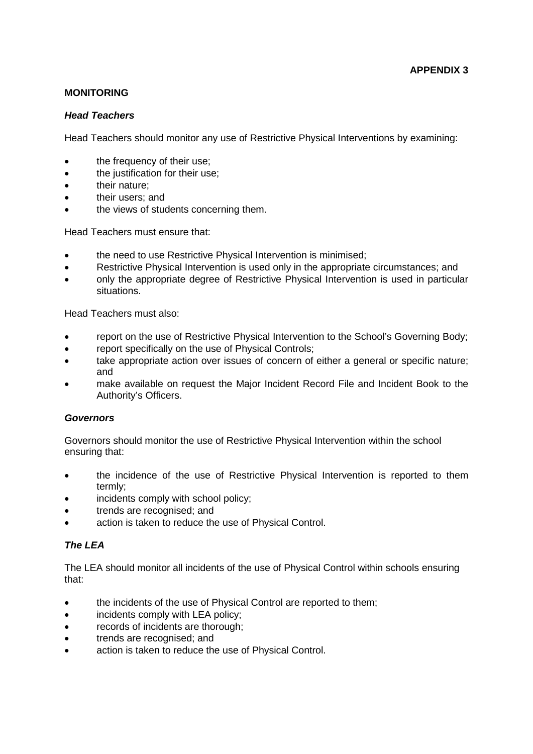**APPENDIX 3**

## MONITORING

### *Head Teachers*

Head Teachers should monitor any use of Restrictive Physical Interventions by examining:

- the frequency of their use;
- the justification for their use;
- their nature;
- their users; and
- the views of students concerning them.

Head Teachers must ensure that:

- the need to use Restrictive Physical Intervention is minimised;
- Restrictive Physical Intervention is used only in the appropriate circumstances; and
- only the appropriate degree of Restrictive Physical Intervention is used in particular situations.

Head Teachers must also:

- report on the use of Restrictive Physical Intervention to the School's Governing Body;
- report specifically on the use of Physical Controls;
- take appropriate action over issues of concern of either a general or specific nature; and
- make available on request the Major Incident Record File and Incident Book to the Authority's Officers.

### *Governors*

Governors should monitor the use of Restrictive Physical Intervention within the school ensuring that:

- the incidence of the use of Restrictive Physical Intervention is reported to them termly;
- incidents comply with school policy;
- trends are recognised; and
- action is taken to reduce the use of Physical Control.

### *The LEA*

The LEA should monitor all incidents of the use of Physical Control within schools ensuring that:

- the incidents of the use of Physical Control are reported to them;
- incidents comply with LEA policy;
- records of incidents are thorough;
- trends are recognised; and
- action is taken to reduce the use of Physical Control.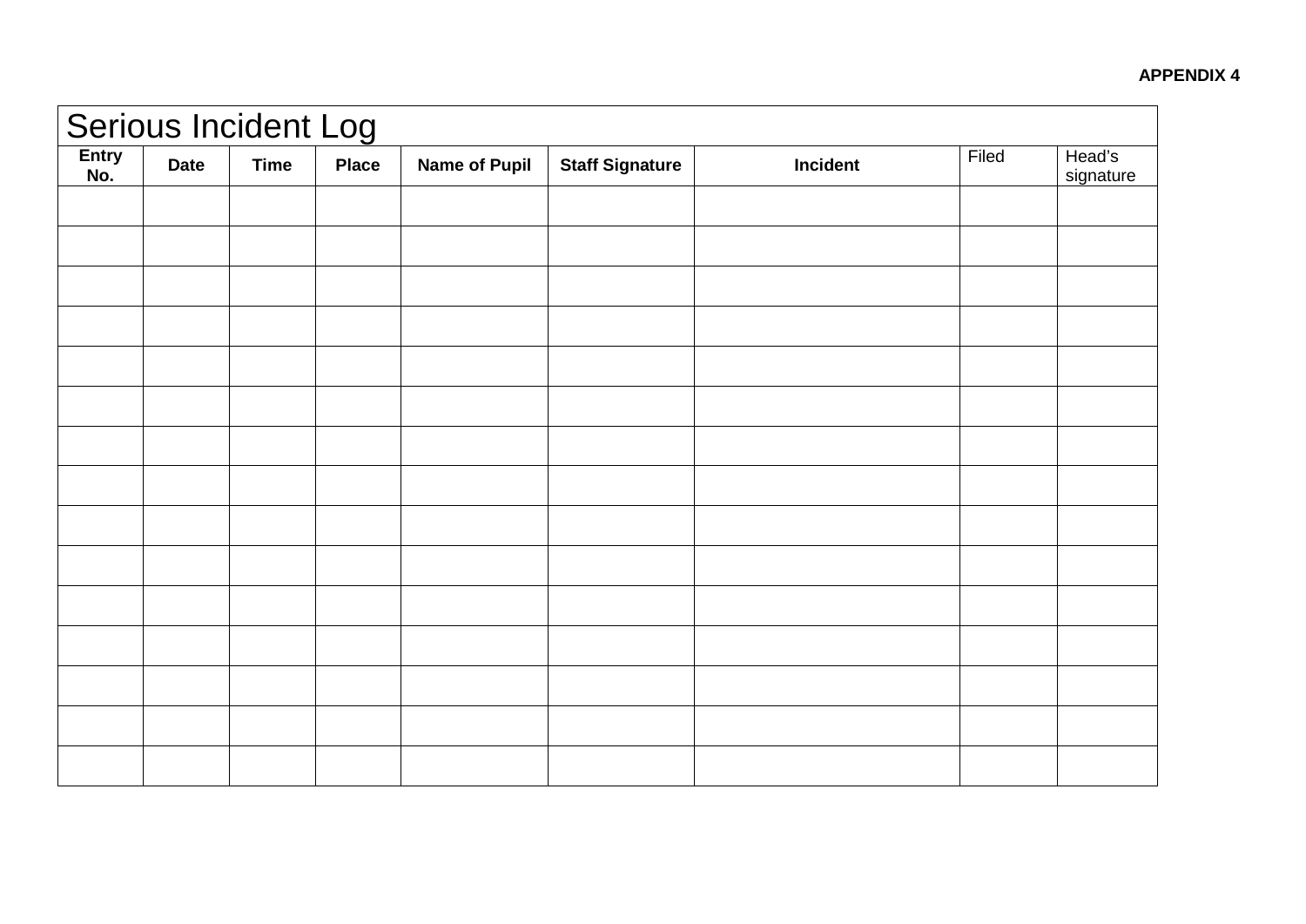**APPENDIX 4**

| Serious Incident Log | | | | | | | | |
|---|---|---|---|---|---|---|---|---|
| **Entry No.** | **Date** | **Time** | **Place** | **Name of Pupil** | **Staff Signature** | **Incident** | Filed | Head's signature |
| | | | | | | | | |
| | | | | | | | | |
| | | | | | | | | |
| | | | | | | | | |
| | | | | | | | | |
| | | | | | | | | |
| | | | | | | | | |
| | | | | | | | | |
| | | | | | | | | |
| | | | | | | | | |
| | | | | | | | | |
| | | | | | | | | |
| | | | | | | | | |
| | | | | | | | | |
| | | | | | | | | |